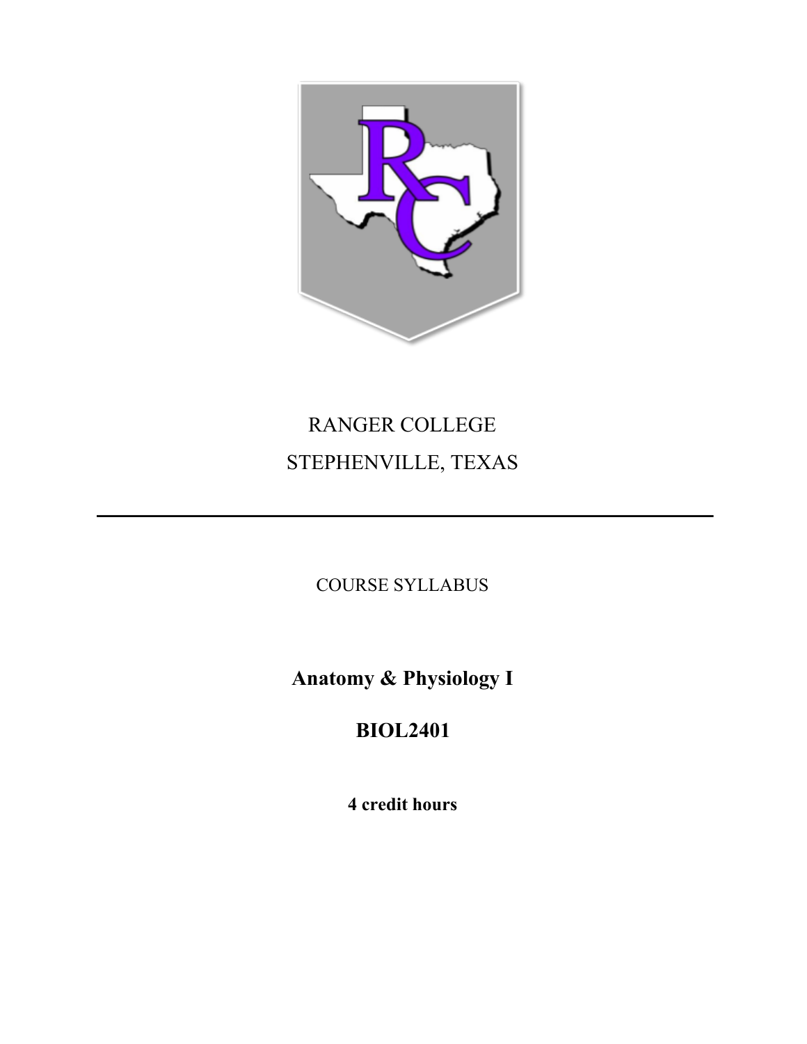RANGER COLLEGE

STEPHENVILLE, TEXAS

---

COURSE SYLLABUS

# Anatomy & Physiology I

# BIOL2401

**4 credit hours**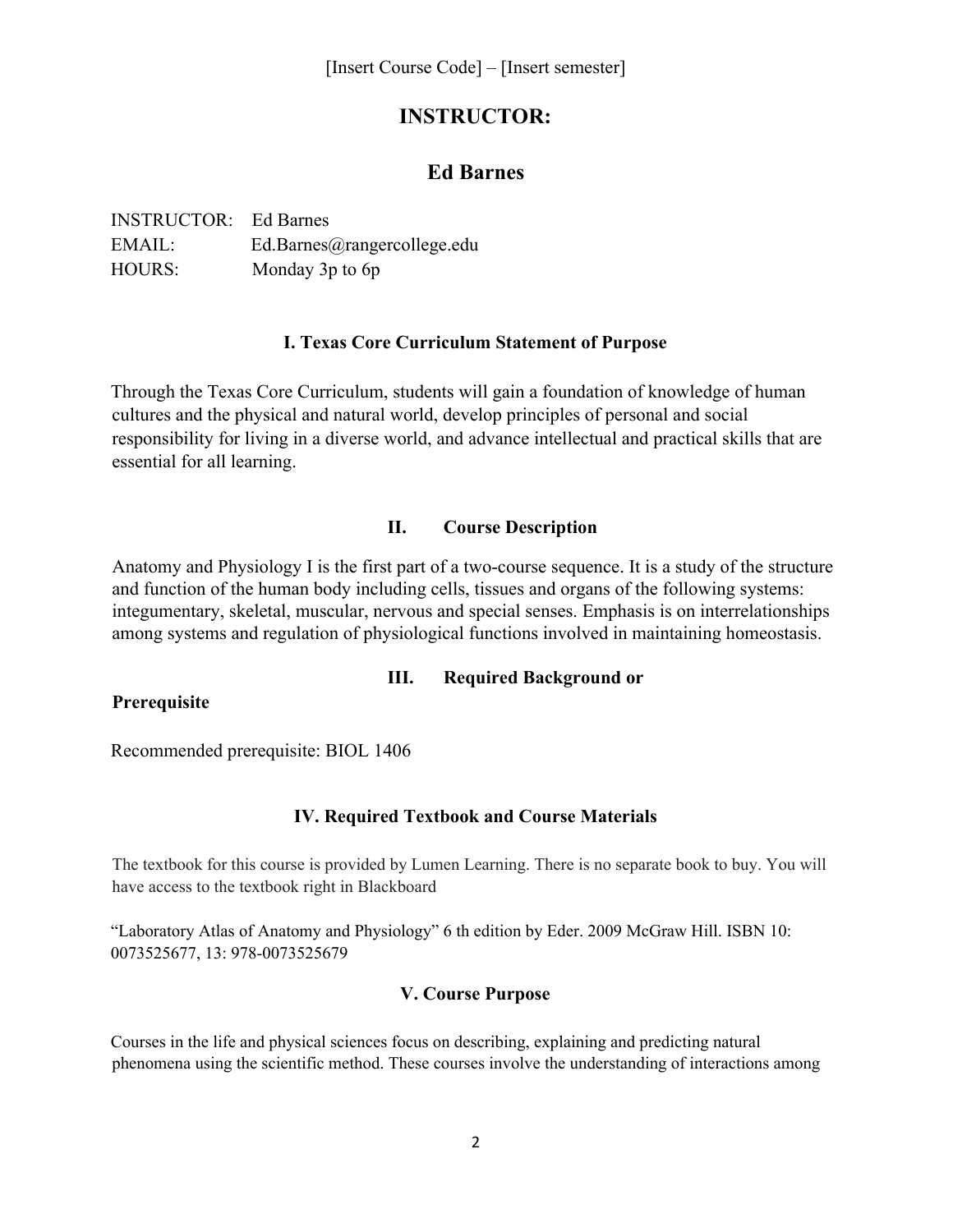[Insert Course Code] – [Insert semester]

# INSTRUCTOR:

# Ed Barnes

INSTRUCTOR: Ed Barnes
EMAIL: Ed.Barnes@rangercollege.edu
HOURS: Monday 3p to 6p

## I. Texas Core Curriculum Statement of Purpose

Through the Texas Core Curriculum, students will gain a foundation of knowledge of human cultures and the physical and natural world, develop principles of personal and social responsibility for living in a diverse world, and advance intellectual and practical skills that are essential for all learning.

## II. Course Description

Anatomy and Physiology I is the first part of a two-course sequence. It is a study of the structure and function of the human body including cells, tissues and organs of the following systems: integumentary, skeletal, muscular, nervous and special senses. Emphasis is on interrelationships among systems and regulation of physiological functions involved in maintaining homeostasis.

## III. Required Background or Prerequisite

Recommended prerequisite: BIOL 1406

## IV. Required Textbook and Course Materials

The textbook for this course is provided by Lumen Learning. There is no separate book to buy. You will have access to the textbook right in Blackboard

"Laboratory Atlas of Anatomy and Physiology" 6 th edition by Eder. 2009 McGraw Hill. ISBN 10: 0073525677, 13: 978-0073525679

## V. Course Purpose

Courses in the life and physical sciences focus on describing, explaining and predicting natural phenomena using the scientific method. These courses involve the understanding of interactions among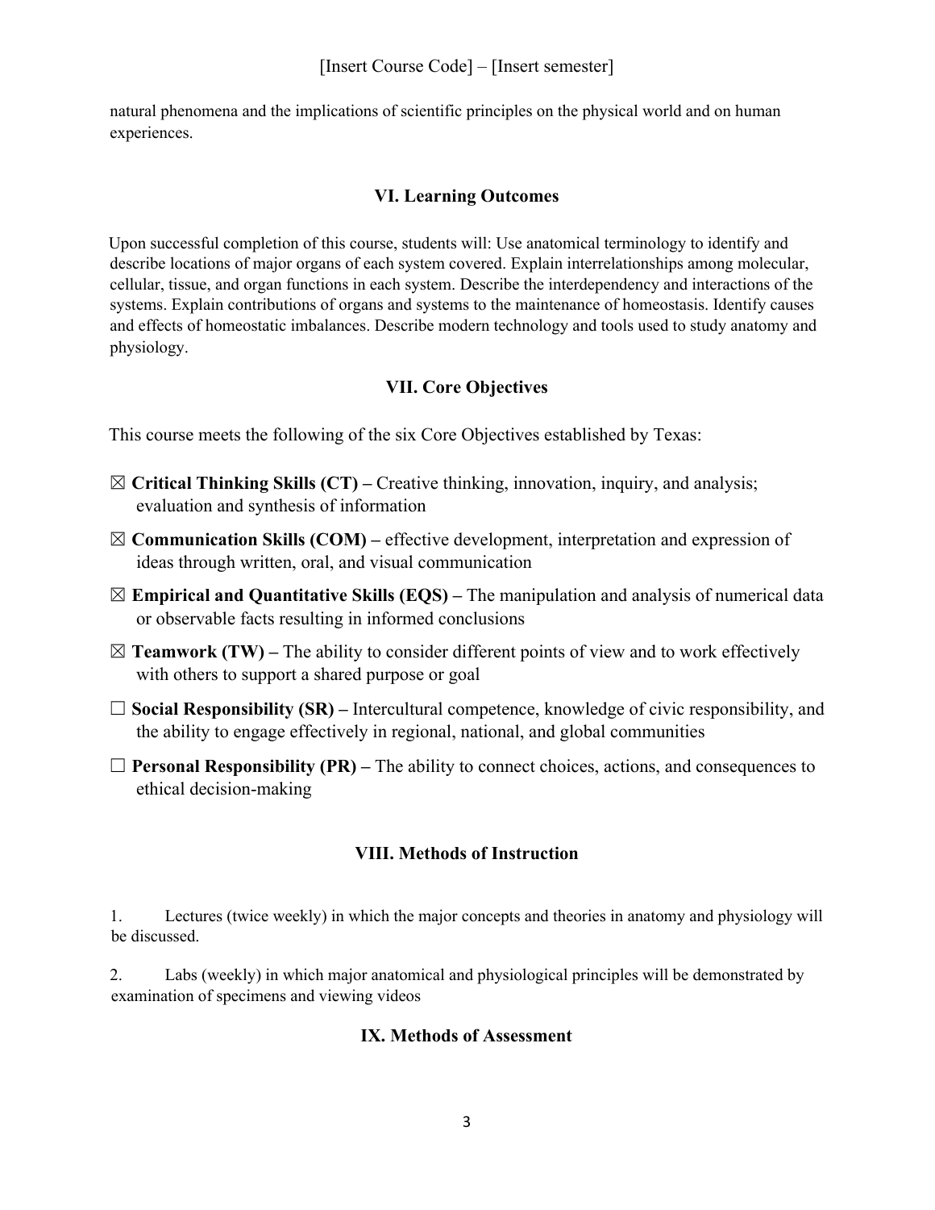natural phenomena and the implications of scientific principles on the physical world and on human experiences.

## VI. Learning Outcomes

Upon successful completion of this course, students will: Use anatomical terminology to identify and describe locations of major organs of each system covered. Explain interrelationships among molecular, cellular, tissue, and organ functions in each system. Describe the interdependency and interactions of the systems. Explain contributions of organs and systems to the maintenance of homeostasis. Identify causes and effects of homeostatic imbalances. Describe modern technology and tools used to study anatomy and physiology.

## VII. Core Objectives

This course meets the following of the six Core Objectives established by Texas:

☒ **Critical Thinking Skills (CT) –** Creative thinking, innovation, inquiry, and analysis; evaluation and synthesis of information

☒ **Communication Skills (COM) –** effective development, interpretation and expression of ideas through written, oral, and visual communication

☒ **Empirical and Quantitative Skills (EQS) –** The manipulation and analysis of numerical data or observable facts resulting in informed conclusions

☒ **Teamwork (TW) –** The ability to consider different points of view and to work effectively with others to support a shared purpose or goal

☐ **Social Responsibility (SR) –** Intercultural competence, knowledge of civic responsibility, and the ability to engage effectively in regional, national, and global communities

☐ **Personal Responsibility (PR) –** The ability to connect choices, actions, and consequences to ethical decision-making

## VIII. Methods of Instruction

1. Lectures (twice weekly) in which the major concepts and theories in anatomy and physiology will be discussed.

2. Labs (weekly) in which major anatomical and physiological principles will be demonstrated by examination of specimens and viewing videos

## IX. Methods of Assessment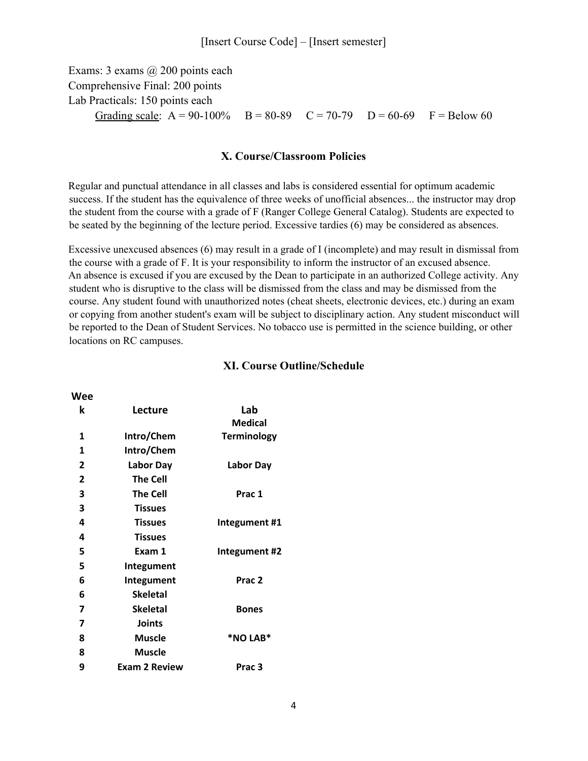Exams: 3 exams @ 200 points each
Comprehensive Final: 200 points
Lab Practicals: 150 points each

<u>Grading scale</u>: A = 90-100% B = 80-89 C = 70-79 D = 60-69 F = Below 60

## X. Course/Classroom Policies

Regular and punctual attendance in all classes and labs is considered essential for optimum academic success. If the student has the equivalence of three weeks of unofficial absences... the instructor may drop the student from the course with a grade of F (Ranger College General Catalog). Students are expected to be seated by the beginning of the lecture period. Excessive tardies (6) may be considered as absences.

Excessive unexcused absences (6) may result in a grade of I (incomplete) and may result in dismissal from the course with a grade of F. It is your responsibility to inform the instructor of an excused absence. An absence is excused if you are excused by the Dean to participate in an authorized College activity. Any student who is disruptive to the class will be dismissed from the class and may be dismissed from the course. Any student found with unauthorized notes (cheat sheets, electronic devices, etc.) during an exam or copying from another student's exam will be subject to disciplinary action. Any student misconduct will be reported to the Dean of Student Services. No tobacco use is permitted in the science building, or other locations on RC campuses.

## XI. Course Outline/Schedule

| Week | Lecture | Lab |
|---|---|---|
| 1 | Intro/Chem | Medical Terminology |
| 1 | Intro/Chem | |
| 2 | Labor Day | Labor Day |
| 2 | The Cell | |
| 3 | The Cell | Prac 1 |
| 3 | Tissues | |
| 4 | Tissues | Integument #1 |
| 4 | Tissues | |
| 5 | Exam 1 | Integument #2 |
| 5 | Integument | |
| 6 | Integument | Prac 2 |
| 6 | Skeletal | |
| 7 | Skeletal | Bones |
| 7 | Joints | |
| 8 | Muscle | *NO LAB* |
| 8 | Muscle | |
| 9 | Exam 2 Review | Prac 3 |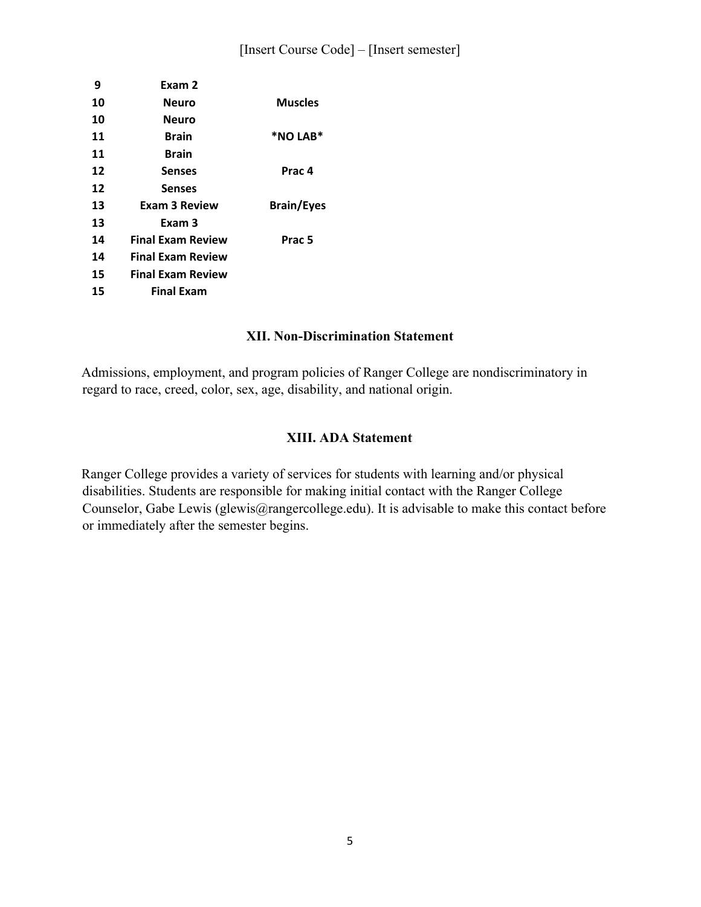| | | |
|---|---|---|
| **9** | **Exam 2** | |
| **10** | **Neuro** | **Muscles** |
| **10** | **Neuro** | |
| **11** | **Brain** | ***NO LAB*** |
| **11** | **Brain** | |
| **12** | **Senses** | **Prac 4** |
| **12** | **Senses** | |
| **13** | **Exam 3 Review** | **Brain/Eyes** |
| **13** | **Exam 3** | |
| **14** | **Final Exam Review** | **Prac 5** |
| **14** | **Final Exam Review** | |
| **15** | **Final Exam Review** | |
| **15** | **Final Exam** | |

## XII. Non-Discrimination Statement

Admissions, employment, and program policies of Ranger College are nondiscriminatory in regard to race, creed, color, sex, age, disability, and national origin.

## XIII. ADA Statement

Ranger College provides a variety of services for students with learning and/or physical disabilities. Students are responsible for making initial contact with the Ranger College Counselor, Gabe Lewis (glewis@rangercollege.edu). It is advisable to make this contact before or immediately after the semester begins.